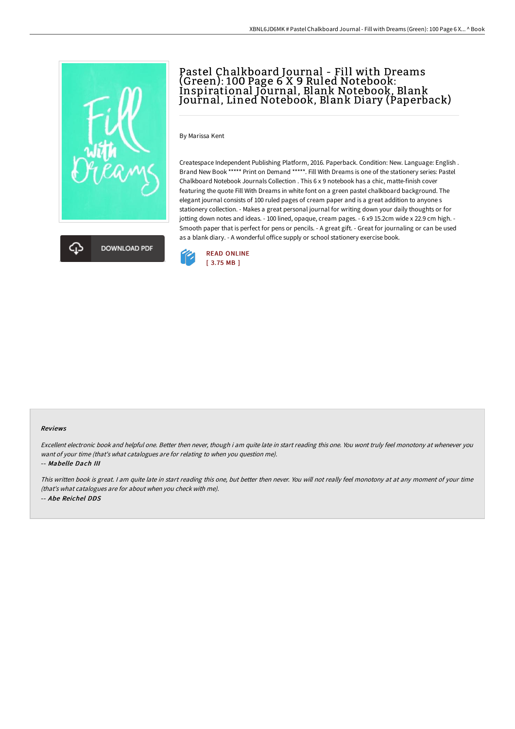# Pastel Chalkboard Journal - Fill with Dreams (Green): 100 Page 6 X 9 Ruled Notebook: Inspirational Journal, Blank Notebook, Blank Journal, Lined Notebook, Blank Diary (Paperback)

DOWNLOAD PDF

By Marissa Kent

Createspace Independent Publishing Platform, 2016. Paperback. Condition: New. Language: English . Brand New Book ***** Print on Demand *****. Fill With Dreams is one of the stationery series: Pastel Chalkboard Notebook Journals Collection . This 6 x 9 notebook has a chic, matte-finish cover featuring the quote Fill With Dreams in white font on a green pastel chalkboard background. The elegant journal consists of 100 ruled pages of cream paper and is a great addition to anyone s stationery collection. - Makes a great personal journal for writing down your daily thoughts or for jotting down notes and ideas. - 100 lined, opaque, cream pages. - 6 x9 15.2cm wide x 22.9 cm high. - Smooth paper that is perfect for pens or pencils. - A great gift. - Great for journaling or can be used as a blank diary. - A wonderful office supply or school stationery exercise book.

READ ONLINE
[ 3.75 MB ]

### Reviews

*Excellent electronic book and helpful one. Better then never, though i am quite late in start reading this one. You wont truly feel monotony at whenever you want of your time (that's what catalogues are for relating to when you question me).*

*-- Mabelle Dach III*

*This written book is great. I am quite late in start reading this one, but better then never. You will not really feel monotony at at any moment of your time (that's what catalogues are for about when you check with me).*

*-- Abe Reichel DDS*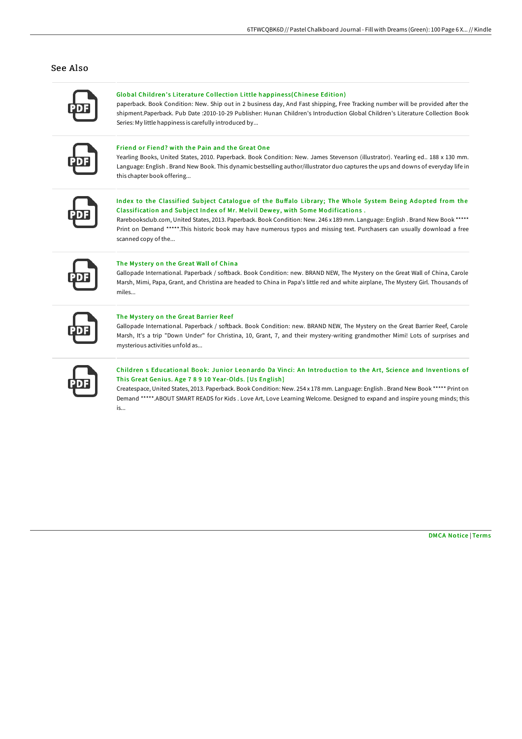## See Also

### Global Children's Literature Collection Little happiness(Chinese Edition)

paperback. Book Condition: New. Ship out in 2 business day, And Fast shipping, Free Tracking number will be provided after the shipment.Paperback. Pub Date :2010-10-29 Publisher: Hunan Children's Introduction Global Children's Literature Collection Book Series: My little happiness is carefully introduced by...

### Friend or Fiend? with the Pain and the Great One

Yearling Books, United States, 2010. Paperback. Book Condition: New. James Stevenson (illustrator). Yearling ed.. 188 x 130 mm. Language: English . Brand New Book. This dynamic bestselling author/illustrator duo captures the ups and downs of everyday life in this chapter book offering...

### Index to the Classified Subject Catalogue of the Buffalo Library; The Whole System Being Adopted from the Classification and Subject Index of Mr. Melvil Dewey, with Some Modifications .

Rarebooksclub.com, United States, 2013. Paperback. Book Condition: New. 246 x 189 mm. Language: English . Brand New Book ***** Print on Demand *****.This historic book may have numerous typos and missing text. Purchasers can usually download a free scanned copy of the...

### The Mystery on the Great Wall of China

Gallopade International. Paperback / softback. Book Condition: new. BRAND NEW, The Mystery on the Great Wall of China, Carole Marsh, Mimi, Papa, Grant, and Christina are headed to China in Papa's little red and white airplane, The Mystery Girl. Thousands of miles...

### The Mystery on the Great Barrier Reef

Gallopade International. Paperback / softback. Book Condition: new. BRAND NEW, The Mystery on the Great Barrier Reef, Carole Marsh, It's a trip "Down Under" for Christina, 10, Grant, 7, and their mystery-writing grandmother Mimi! Lots of surprises and mysterious activities unfold as...

### Children s Educational Book: Junior Leonardo Da Vinci: An Introduction to the Art, Science and Inventions of This Great Genius. Age 7 8 9 10 Year-Olds. [Us English]

Createspace, United States, 2013. Paperback. Book Condition: New. 254 x 178 mm. Language: English . Brand New Book ***** Print on Demand *****.ABOUT SMART READS for Kids . Love Art, Love Learning Welcome. Designed to expand and inspire young minds; this is...